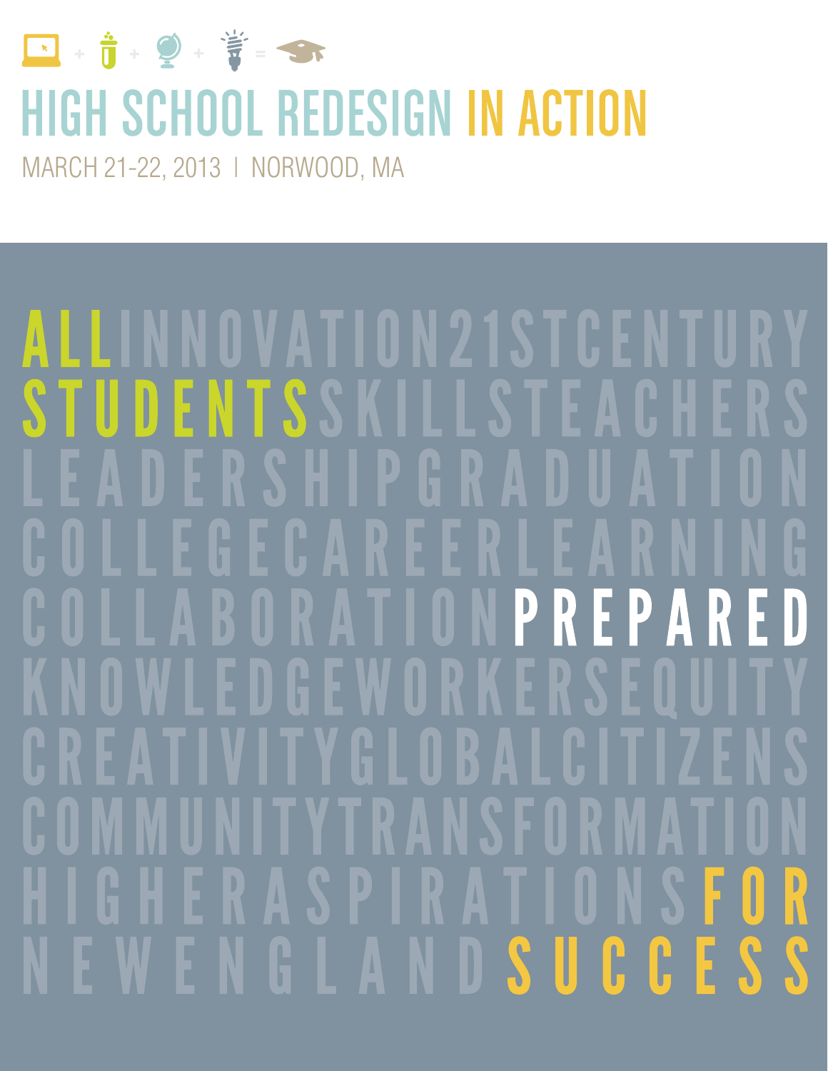# HIGH SCHOOL REDESIGN IN ACTION

MARCH 21-22, 2013 | NORWOOD, MA

ALL INNOVATION 21ST CENTURY
STUDENTS SKILLS TEACHERS
LEADERSHIP GRADUATION
COLLEGE CAREER LEARNING
COLLABORATION PREPARED
KNOWLEDGE WORKERS EQUITY
CREATIVITY GLOBAL CITIZENS
COMMUNITY TRANSFORMATION
HIGHER ASPIRATIONS FOR
NEW ENGLAND SUCCESS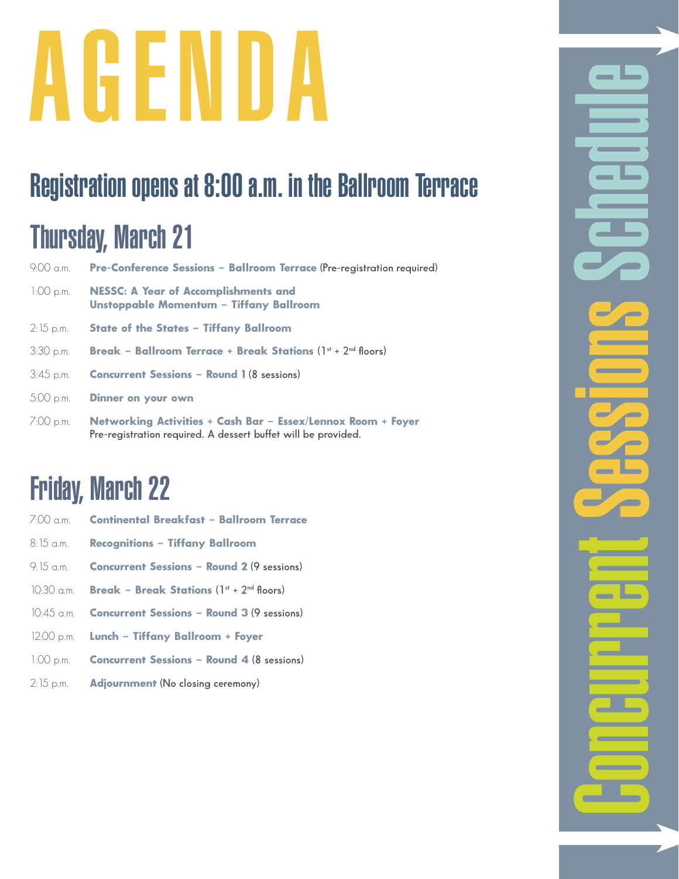# AGENDA

## Registration opens at 8:00 a.m. in the Ballroom Terrace

## Thursday, March 21

9:00 a.m. **Pre-Conference Sessions – Ballroom Terrace** (Pre-registration required)

1:00 p.m. **NESSC: A Year of Accomplishments and Unstoppable Momentum – Tiffany Ballroom**

2:15 p.m. **State of the States – Tiffany Ballroom**

3:30 p.m. **Break – Ballroom Terrace + Break Stations** (1st + 2nd floors)

3:45 p.m. **Concurrent Sessions – Round 1** (8 sessions)

5:00 p.m. **Dinner on your own**

7:00 p.m. **Networking Activities + Cash Bar – Essex/Lennox Room + Foyer**
Pre-registration required. A dessert buffet will be provided.

## Friday, March 22

7:00 a.m. **Continental Breakfast – Ballroom Terrace**

8:15 a.m. **Recognitions – Tiffany Ballroom**

9:15 a.m. **Concurrent Sessions – Round 2** (9 sessions)

10:30 a.m. **Break – Break Stations** (1st + 2nd floors)

10:45 a.m. **Concurrent Sessions – Round 3** (9 sessions)

12:00 p.m. **Lunch – Tiffany Ballroom + Foyer**

1:00 p.m. **Concurrent Sessions – Round 4** (8 sessions)

2:15 p.m. **Adjournment** (No closing ceremony)

Concurrent Sessions Schedule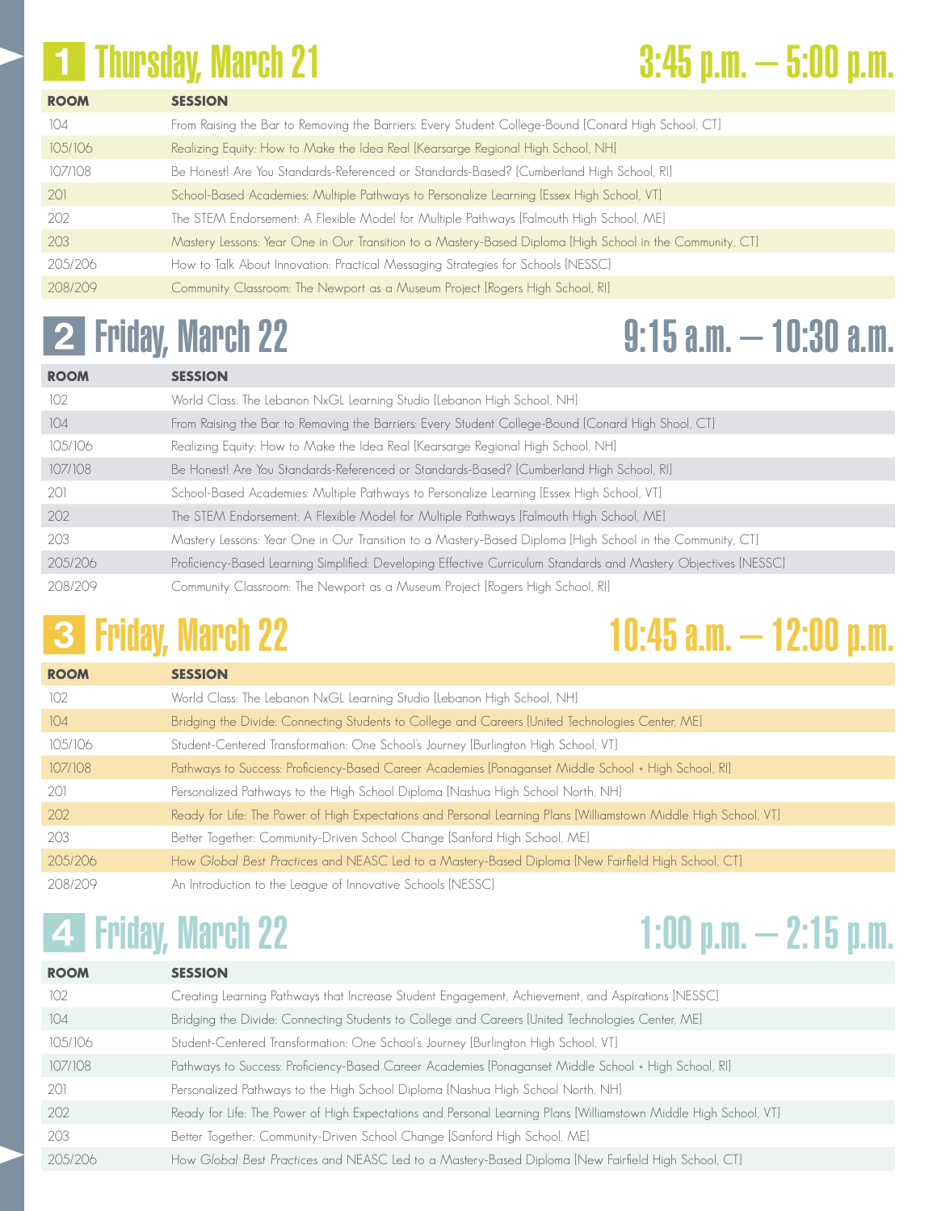## 1 Thursday, March 21 — 3:45 p.m. – 5:00 p.m.

| ROOM | SESSION |
|---|---|
| 104 | From Raising the Bar to Removing the Barriers: Every Student College-Bound [Conard High School, CT] |
| 105/106 | Realizing Equity: How to Make the Idea Real [Kearsarge Regional High School, NH] |
| 107/108 | Be Honest! Are You Standards-Referenced or Standards-Based? [Cumberland High School, RI] |
| 201 | School-Based Academies: Multiple Pathways to Personalize Learning [Essex High School, VT] |
| 202 | The STEM Endorsement: A Flexible Model for Multiple Pathways [Falmouth High School, ME] |
| 203 | Mastery Lessons: Year One in Our Transition to a Mastery-Based Diploma [High School in the Community, CT] |
| 205/206 | How to Talk About Innovation: Practical Messaging Strategies for Schools [NESSC] |
| 208/209 | Community Classroom: The Newport as a Museum Project [Rogers High School, RI] |

## 2 Friday, March 22 — 9:15 a.m. – 10:30 a.m.

| ROOM | SESSION |
|---|---|
| 102 | World Class: The Lebanon NxGL Learning Studio [Lebanon High School, NH] |
| 104 | From Raising the Bar to Removing the Barriers: Every Student College-Bound [Conard High Shool, CT] |
| 105/106 | Realizing Equity: How to Make the Idea Real [Kearsarge Regional High School, NH] |
| 107/108 | Be Honest! Are You Standards-Referenced or Standards-Based? [Cumberland High School, RI] |
| 201 | School-Based Academies: Multiple Pathways to Personalize Learning [Essex High School, VT] |
| 202 | The STEM Endorsement: A Flexible Model for Multiple Pathways [Falmouth High School, ME] |
| 203 | Mastery Lessons: Year One in Our Transition to a Mastery-Based Diploma [High School in the Community, CT] |
| 205/206 | Proficiency-Based Learning Simplified: Developing Effective Curriculum Standards and Mastery Objectives [NESSC] |
| 208/209 | Community Classroom: The Newport as a Museum Project [Rogers High School, RI] |

## 3 Friday, March 22 — 10:45 a.m. – 12:00 p.m.

| ROOM | SESSION |
|---|---|
| 102 | World Class: The Lebanon NxGL Learning Studio [Lebanon High School, NH] |
| 104 | Bridging the Divide: Connecting Students to College and Careers [United Technologies Center, ME] |
| 105/106 | Student-Centered Transformation: One School's Journey [Burlington High School, VT] |
| 107/108 | Pathways to Success: Proficiency-Based Career Academies [Ponaganset Middle School + High School, RI] |
| 201 | Personalized Pathways to the High School Diploma [Nashua High School North, NH] |
| 202 | Ready for Life: The Power of High Expectations and Personal Learning Plans [Williamstown Middle High School, VT] |
| 203 | Better Together: Community-Driven School Change [Sanford High School, ME] |
| 205/206 | How *Global Best Practices* and NEASC Led to a Mastery-Based Diploma [New Fairfield High School, CT] |
| 208/209 | An Introduction to the League of Innovative Schools [NESSC] |

## 4 Friday, March 22 — 1:00 p.m. – 2:15 p.m.

| ROOM | SESSION |
|---|---|
| 102 | Creating Learning Pathways that Increase Student Engagement, Achievement, and Aspirations [NESSC] |
| 104 | Bridging the Divide: Connecting Students to College and Careers [United Technologies Center, ME] |
| 105/106 | Student-Centered Transformation: One School's Journey [Burlington High School, VT] |
| 107/108 | Pathways to Success: Proficiency-Based Career Academies [Ponaganset Middle School + High School, RI] |
| 201 | Personalized Pathways to the High School Diploma [Nashua High School North, NH] |
| 202 | Ready for Life: The Power of High Expectations and Personal Learning Plans [Williamstown Middle High School, VT] |
| 203 | Better Together: Community-Driven School Change [Sanford High School, ME] |
| 205/206 | How *Global Best Practices* and NEASC Led to a Mastery-Based Diploma [New Fairfield High School, CT] |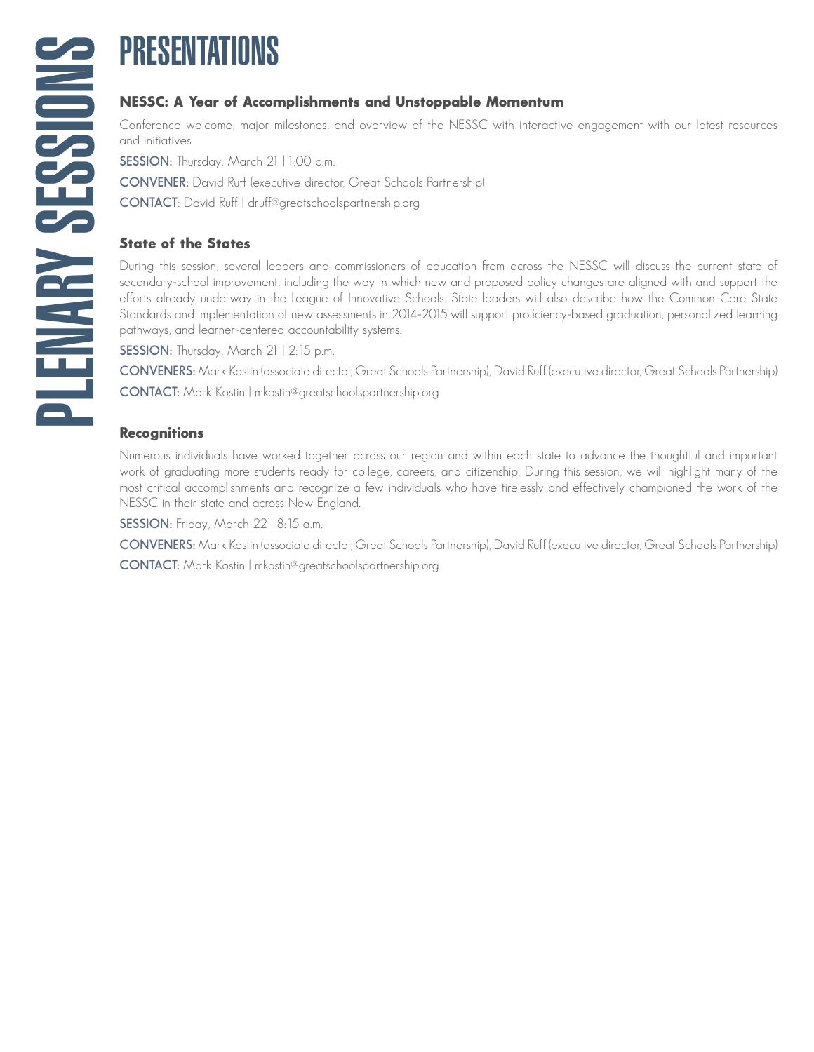# PLENARY SESSIONS

## PRESENTATIONS

### NESSC: A Year of Accomplishments and Unstoppable Momentum

Conference welcome, major milestones, and overview of the NESSC with interactive engagement with our latest resources and initiatives.

**SESSION:** Thursday, March 21 | 1:00 p.m.

**CONVENER:** David Ruff (executive director, Great Schools Partnership)

**CONTACT**: David Ruff | druff@greatschoolspartnership.org

### State of the States

During this session, several leaders and commissioners of education from across the NESSC will discuss the current state of secondary-school improvement, including the way in which new and proposed policy changes are aligned with and support the efforts already underway in the League of Innovative Schools. State leaders will also describe how the Common Core State Standards and implementation of new assessments in 2014–2015 will support proficiency-based graduation, personalized learning pathways, and learner-centered accountability systems.

**SESSION:** Thursday, March 21 | 2:15 p.m.

**CONVENERS:** Mark Kostin (associate director, Great Schools Partnership), David Ruff (executive director, Great Schools Partnership)

**CONTACT:** Mark Kostin | mkostin@greatschoolspartnership.org

### Recognitions

Numerous individuals have worked together across our region and within each state to advance the thoughtful and important work of graduating more students ready for college, careers, and citizenship. During this session, we will highlight many of the most critical accomplishments and recognize a few individuals who have tirelessly and effectively championed the work of the NESSC in their state and across New England.

**SESSION:** Friday, March 22 | 8:15 a.m.

**CONVENERS:** Mark Kostin (associate director, Great Schools Partnership), David Ruff (executive director, Great Schools Partnership)

**CONTACT:** Mark Kostin | mkostin@greatschoolspartnership.org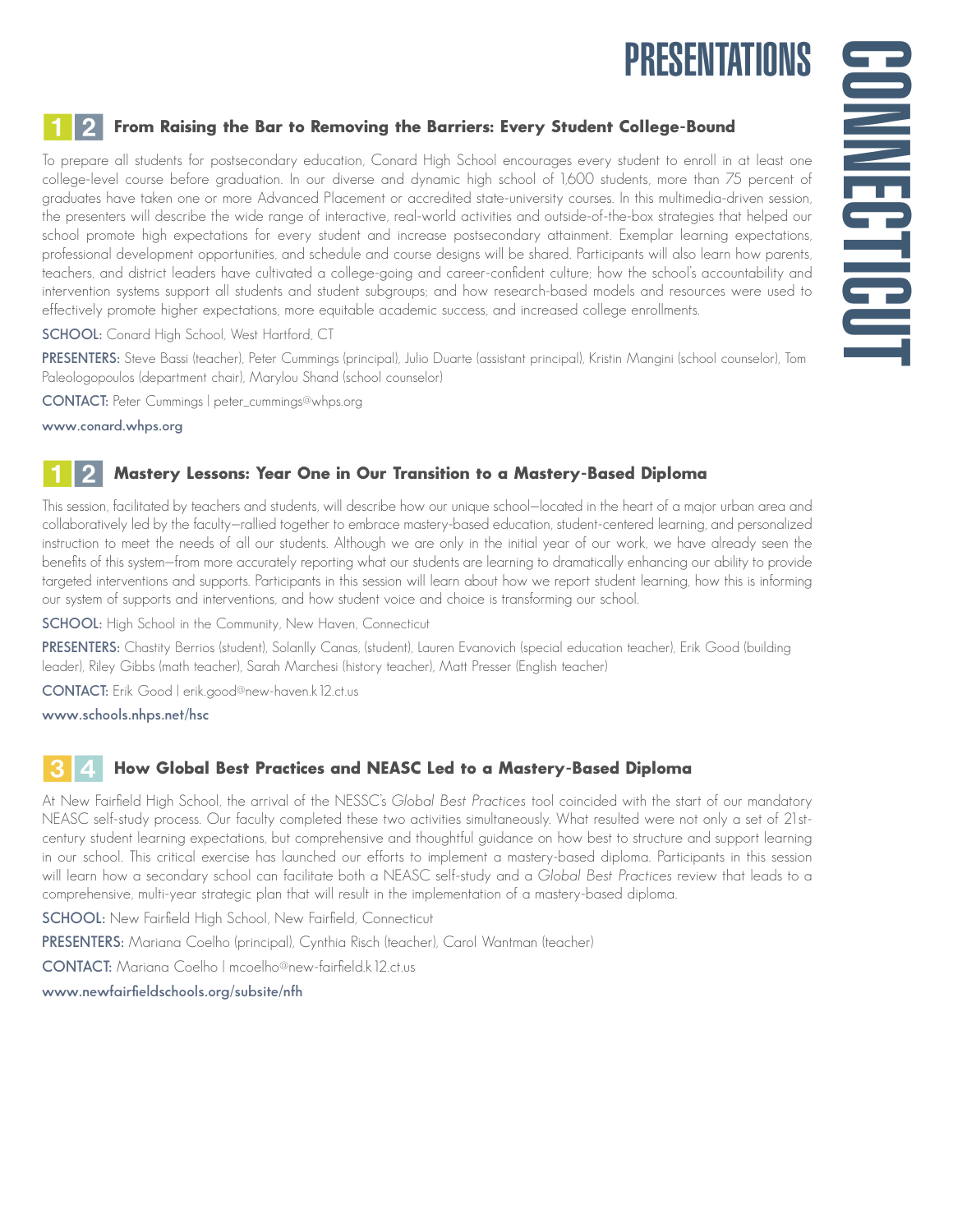# PRESENTATIONS

# CONNECTICUT

## 1 2 From Raising the Bar to Removing the Barriers: Every Student College-Bound

To prepare all students for postsecondary education, Conard High School encourages every student to enroll in at least one college-level course before graduation. In our diverse and dynamic high school of 1,600 students, more than 75 percent of graduates have taken one or more Advanced Placement or accredited state-university courses. In this multimedia-driven session, the presenters will describe the wide range of interactive, real-world activities and outside-of-the-box strategies that helped our school promote high expectations for every student and increase postsecondary attainment. Exemplar learning expectations, professional development opportunities, and schedule and course designs will be shared. Participants will also learn how parents, teachers, and district leaders have cultivated a college-going and career-confident culture; how the school's accountability and intervention systems support all students and student subgroups; and how research-based models and resources were used to effectively promote higher expectations, more equitable academic success, and increased college enrollments.

**SCHOOL:** Conard High School, West Hartford, CT

**PRESENTERS:** Steve Bassi (teacher), Peter Cummings (principal), Julio Duarte (assistant principal), Kristin Mangini (school counselor), Tom Paleologopoulos (department chair), Marylou Shand (school counselor)

**CONTACT:** Peter Cummings | peter_cummings@whps.org

**www.conard.whps.org**

## 1 2 Mastery Lessons: Year One in Our Transition to a Mastery-Based Diploma

This session, facilitated by teachers and students, will describe how our unique school—located in the heart of a major urban area and collaboratively led by the faculty—rallied together to embrace mastery-based education, student-centered learning, and personalized instruction to meet the needs of all our students. Although we are only in the initial year of our work, we have already seen the benefits of this system—from more accurately reporting what our students are learning to dramatically enhancing our ability to provide targeted interventions and supports. Participants in this session will learn about how we report student learning, how this is informing our system of supports and interventions, and how student voice and choice is transforming our school.

**SCHOOL:** High School in the Community, New Haven, Connecticut

**PRESENTERS:** Chastity Berrios (student), Solanlly Canas, (student), Lauren Evanovich (special education teacher), Erik Good (building leader), Riley Gibbs (math teacher), Sarah Marchesi (history teacher), Matt Presser (English teacher)

**CONTACT:** Erik Good | erik.good@new-haven.k12.ct.us

**www.schools.nhps.net/hsc**

## 3 4 How Global Best Practices and NEASC Led to a Mastery-Based Diploma

At New Fairfield High School, the arrival of the NESSC's *Global Best Practices* tool coincided with the start of our mandatory NEASC self-study process. Our faculty completed these two activities simultaneously. What resulted were not only a set of 21st-century student learning expectations, but comprehensive and thoughtful guidance on how best to structure and support learning in our school. This critical exercise has launched our efforts to implement a mastery-based diploma. Participants in this session will learn how a secondary school can facilitate both a NEASC self-study and a *Global Best Practices* review that leads to a comprehensive, multi-year strategic plan that will result in the implementation of a mastery-based diploma.

**SCHOOL:** New Fairfield High School, New Fairfield, Connecticut

**PRESENTERS:** Mariana Coelho (principal), Cynthia Risch (teacher), Carol Wantman (teacher)

**CONTACT:** Mariana Coelho | mcoelho@new-fairfield.k12.ct.us

**www.newfairfieldschools.org/subsite/nfh**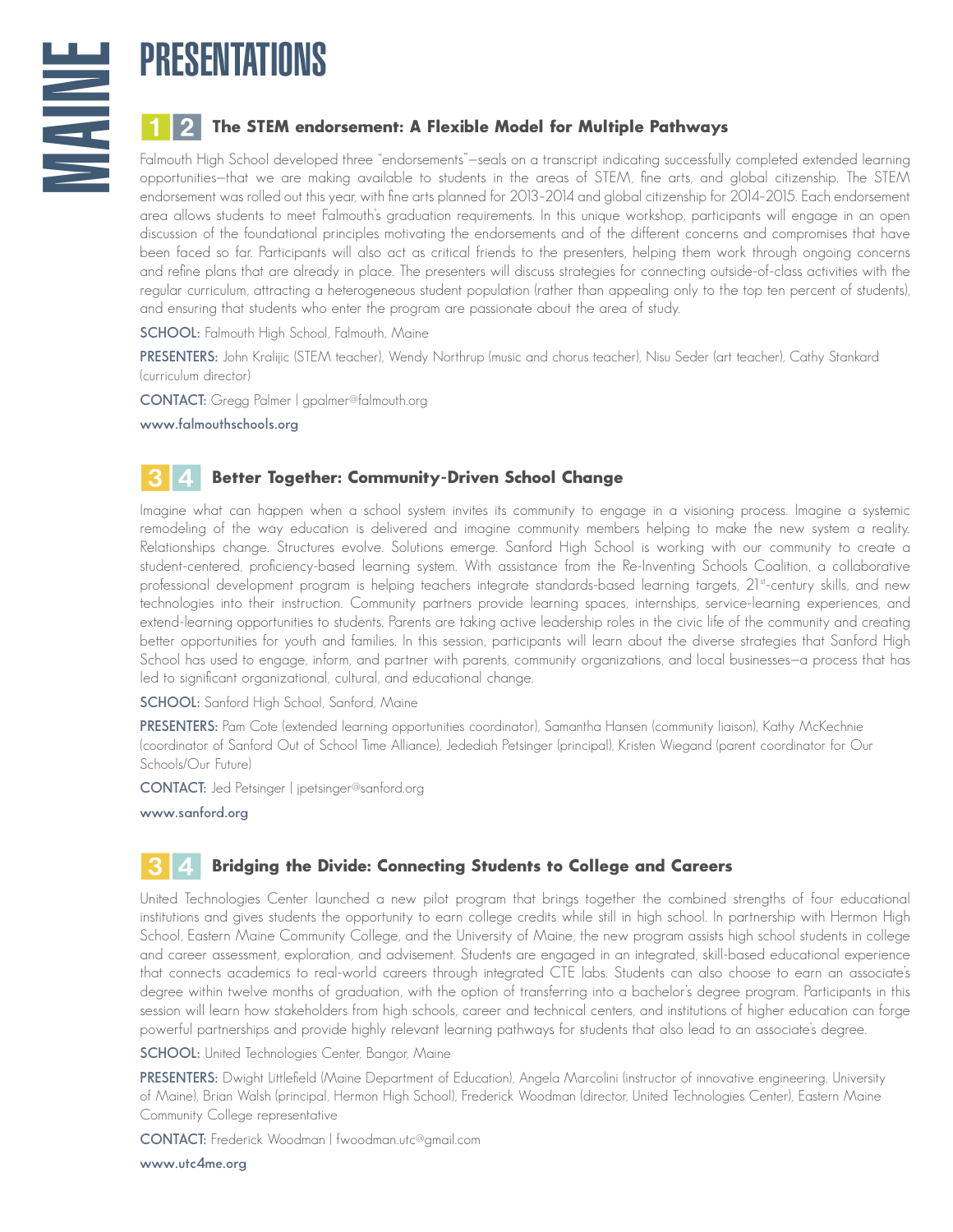# PRESENTATIONS

MAINE

## 1 2 The STEM endorsement: A Flexible Model for Multiple Pathways

Falmouth High School developed three "endorsements"—seals on a transcript indicating successfully completed extended learning opportunities—that we are making available to students in the areas of STEM, fine arts, and global citizenship. The STEM endorsement was rolled out this year, with fine arts planned for 2013–2014 and global citizenship for 2014–2015. Each endorsement area allows students to meet Falmouth's graduation requirements. In this unique workshop, participants will engage in an open discussion of the foundational principles motivating the endorsements and of the different concerns and compromises that have been faced so far. Participants will also act as critical friends to the presenters, helping them work through ongoing concerns and refine plans that are already in place. The presenters will discuss strategies for connecting outside-of-class activities with the regular curriculum, attracting a heterogeneous student population (rather than appealing only to the top ten percent of students), and ensuring that students who enter the program are passionate about the area of study.

**SCHOOL:** Falmouth High School, Falmouth, Maine

**PRESENTERS:** John Kralijic (STEM teacher), Wendy Northrup (music and chorus teacher), Nisu Seder (art teacher), Cathy Stankard (curriculum director)

**CONTACT:** Gregg Palmer | gpalmer@falmouth.org

**www.falmouthschools.org**

## 3 4 Better Together: Community-Driven School Change

Imagine what can happen when a school system invites its community to engage in a visioning process. Imagine a systemic remodeling of the way education is delivered and imagine community members helping to make the new system a reality. Relationships change. Structures evolve. Solutions emerge. Sanford High School is working with our community to create a student-centered, proficiency-based learning system. With assistance from the Re-Inventing Schools Coalition, a collaborative professional development program is helping teachers integrate standards-based learning targets, 21st-century skills, and new technologies into their instruction. Community partners provide learning spaces, internships, service-learning experiences, and extend-learning opportunities to students. Parents are taking active leadership roles in the civic life of the community and creating better opportunities for youth and families. In this session, participants will learn about the diverse strategies that Sanford High School has used to engage, inform, and partner with parents, community organizations, and local businesses—a process that has led to significant organizational, cultural, and educational change.

**SCHOOL:** Sanford High School, Sanford, Maine

**PRESENTERS:** Pam Cote (extended learning opportunities coordinator), Samantha Hansen (community liaison), Kathy McKechnie (coordinator of Sanford Out of School Time Alliance), Jedediah Petsinger (principal), Kristen Wiegand (parent coordinator for Our Schools/Our Future)

**CONTACT:** Jed Petsinger | jpetsinger@sanford.org

**www.sanford.org**

## 3 4 Bridging the Divide: Connecting Students to College and Careers

United Technologies Center launched a new pilot program that brings together the combined strengths of four educational institutions and gives students the opportunity to earn college credits while still in high school. In partnership with Hermon High School, Eastern Maine Community College, and the University of Maine, the new program assists high school students in college and career assessment, exploration, and advisement. Students are engaged in an integrated, skill-based educational experience that connects academics to real-world careers through integrated CTE labs. Students can also choose to earn an associate's degree within twelve months of graduation, with the option of transferring into a bachelor's degree program. Participants in this session will learn how stakeholders from high schools, career and technical centers, and institutions of higher education can forge powerful partnerships and provide highly relevant learning pathways for students that also lead to an associate's degree.

**SCHOOL:** United Technologies Center, Bangor, Maine

**PRESENTERS:** Dwight Littlefield (Maine Department of Education), Angela Marcolini (instructor of innovative engineering, University of Maine), Brian Walsh (principal, Hermon High School), Frederick Woodman (director, United Technologies Center), Eastern Maine Community College representative

**CONTACT:** Frederick Woodman | fwoodman.utc@gmail.com

**www.utc4me.org**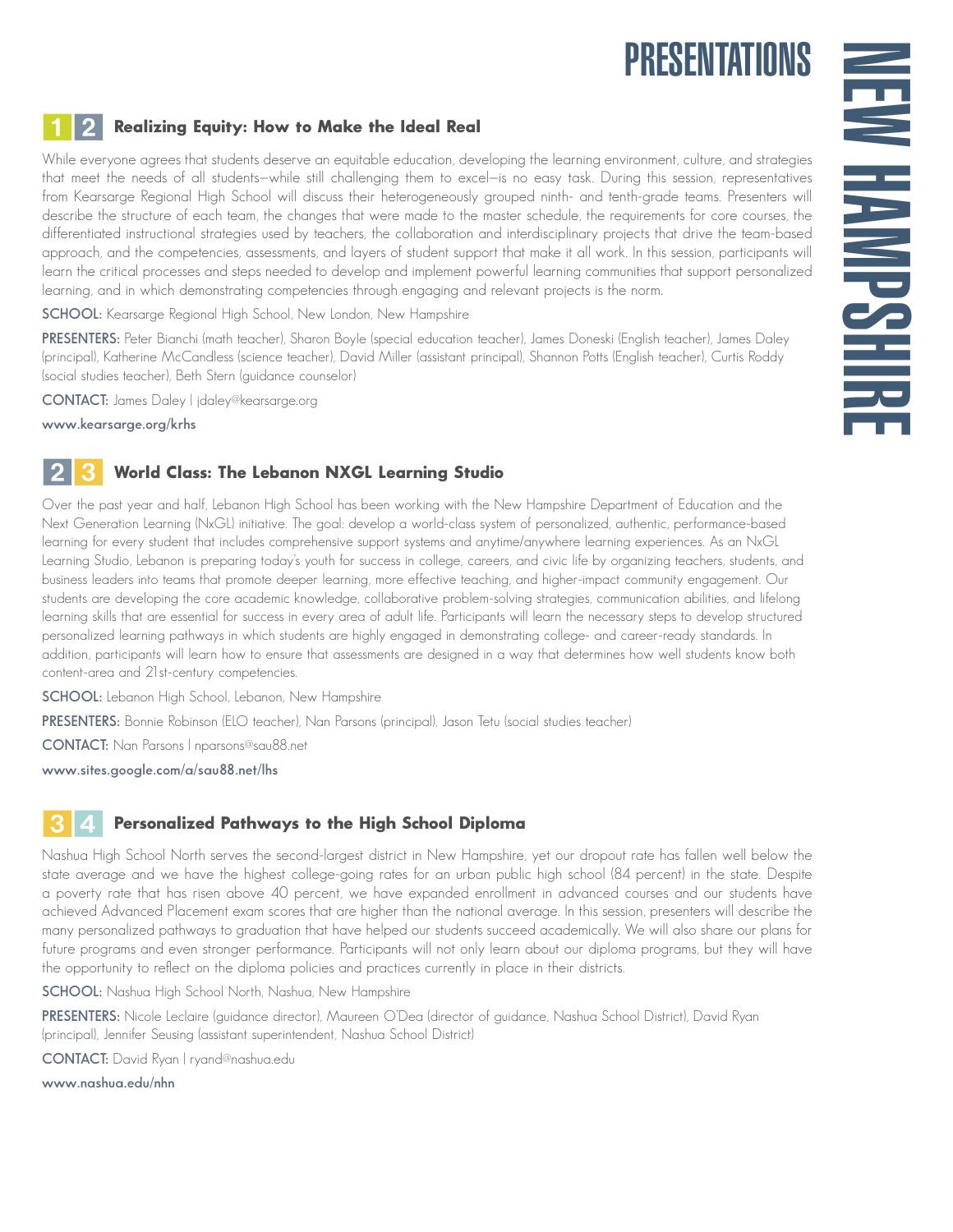# PRESENTATIONS

# NEW HAMPSHIRE

### 1 2 Realizing Equity: How to Make the Ideal Real

While everyone agrees that students deserve an equitable education, developing the learning environment, culture, and strategies that meet the needs of all students—while still challenging them to excel—is no easy task. During this session, representatives from Kearsarge Regional High School will discuss their heterogeneously grouped ninth- and tenth-grade teams. Presenters will describe the structure of each team, the changes that were made to the master schedule, the requirements for core courses, the differentiated instructional strategies used by teachers, the collaboration and interdisciplinary projects that drive the team-based approach, and the competencies, assessments, and layers of student support that make it all work. In this session, participants will learn the critical processes and steps needed to develop and implement powerful learning communities that support personalized learning, and in which demonstrating competencies through engaging and relevant projects is the norm.

**SCHOOL:** Kearsarge Regional High School, New London, New Hampshire

**PRESENTERS:** Peter Bianchi (math teacher), Sharon Boyle (special education teacher), James Doneski (English teacher), James Daley (principal), Katherine McCandless (science teacher), David Miller (assistant principal), Shannon Potts (English teacher), Curtis Roddy (social studies teacher), Beth Stern (guidance counselor)

**CONTACT:** James Daley | jdaley@kearsarge.org

**www.kearsarge.org/krhs**

### 2 3 World Class: The Lebanon NXGL Learning Studio

Over the past year and half, Lebanon High School has been working with the New Hampshire Department of Education and the Next Generation Learning (NxGL) initiative. The goal: develop a world-class system of personalized, authentic, performance-based learning for every student that includes comprehensive support systems and anytime/anywhere learning experiences. As an NxGL Learning Studio, Lebanon is preparing today's youth for success in college, careers, and civic life by organizing teachers, students, and business leaders into teams that promote deeper learning, more effective teaching, and higher-impact community engagement. Our students are developing the core academic knowledge, collaborative problem-solving strategies, communication abilities, and lifelong learning skills that are essential for success in every area of adult life. Participants will learn the necessary steps to develop structured personalized learning pathways in which students are highly engaged in demonstrating college- and career-ready standards. In addition, participants will learn how to ensure that assessments are designed in a way that determines how well students know both content-area and 21st-century competencies.

**SCHOOL:** Lebanon High School, Lebanon, New Hampshire

**PRESENTERS:** Bonnie Robinson (ELO teacher), Nan Parsons (principal), Jason Tetu (social studies teacher)

**CONTACT:** Nan Parsons | nparsons@sau88.net

**www.sites.google.com/a/sau88.net/lhs**

### 3 4 Personalized Pathways to the High School Diploma

Nashua High School North serves the second-largest district in New Hampshire, yet our dropout rate has fallen well below the state average and we have the highest college-going rates for an urban public high school (84 percent) in the state. Despite a poverty rate that has risen above 40 percent, we have expanded enrollment in advanced courses and our students have achieved Advanced Placement exam scores that are higher than the national average. In this session, presenters will describe the many personalized pathways to graduation that have helped our students succeed academically. We will also share our plans for future programs and even stronger performance. Participants will not only learn about our diploma programs, but they will have the opportunity to reflect on the diploma policies and practices currently in place in their districts.

**SCHOOL:** Nashua High School North, Nashua, New Hampshire

**PRESENTERS:** Nicole Leclaire (guidance director), Maureen O'Dea (director of guidance, Nashua School District), David Ryan (principal), Jennifer Seusing (assistant superintendent, Nashua School District)

**CONTACT:** David Ryan | ryand@nashua.edu

**www.nashua.edu/nhn**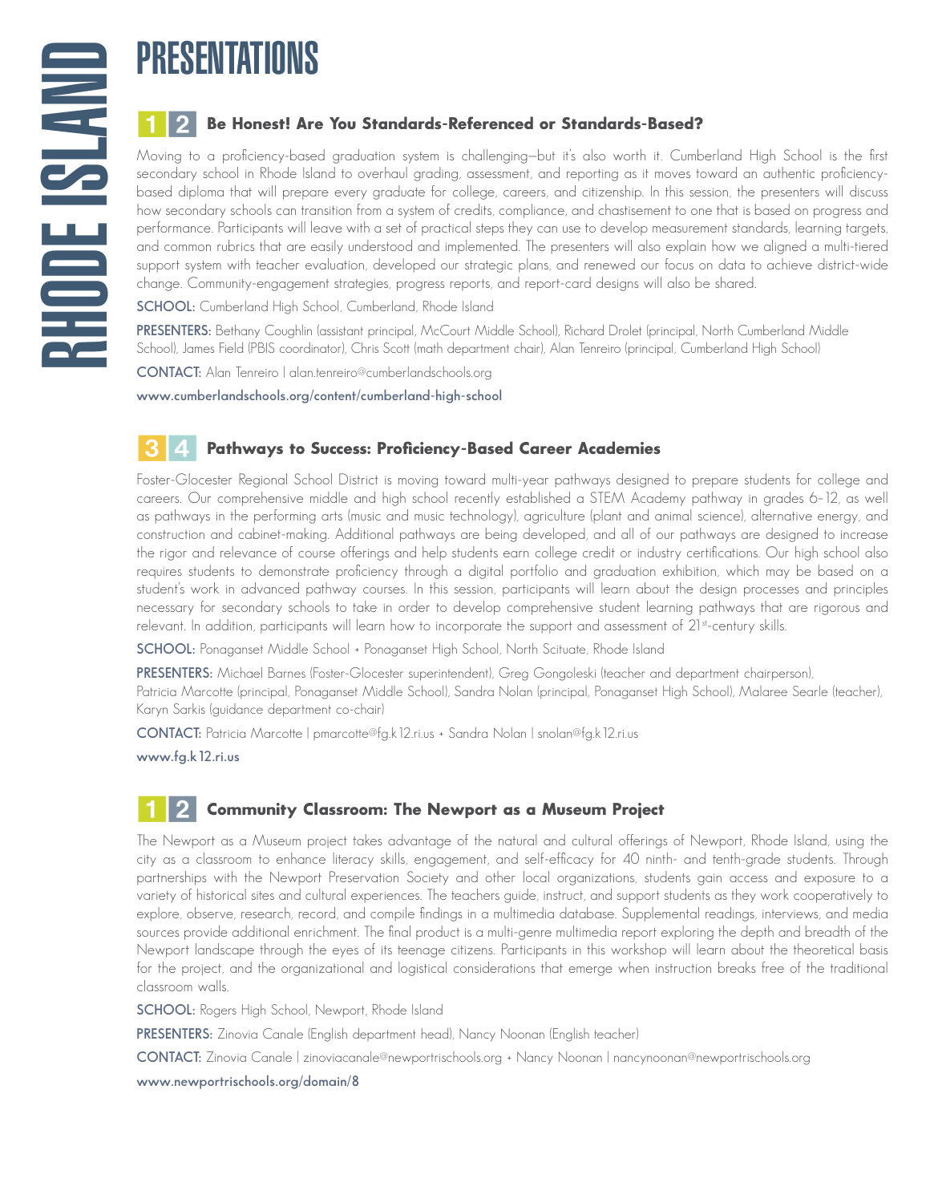# PRESENTATIONS

RHODE ISLAND

## 1 2 Be Honest! Are You Standards-Referenced or Standards-Based?

Moving to a proficiency-based graduation system is challenging—but it's also worth it. Cumberland High School is the first secondary school in Rhode Island to overhaul grading, assessment, and reporting as it moves toward an authentic proficiency-based diploma that will prepare every graduate for college, careers, and citizenship. In this session, the presenters will discuss how secondary schools can transition from a system of credits, compliance, and chastisement to one that is based on progress and performance. Participants will leave with a set of practical steps they can use to develop measurement standards, learning targets, and common rubrics that are easily understood and implemented. The presenters will also explain how we aligned a multi-tiered support system with teacher evaluation, developed our strategic plans, and renewed our focus on data to achieve district-wide change. Community-engagement strategies, progress reports, and report-card designs will also be shared.

**SCHOOL:** Cumberland High School, Cumberland, Rhode Island

**PRESENTERS:** Bethany Coughlin (assistant principal, McCourt Middle School), Richard Drolet (principal, North Cumberland Middle School), James Field (PBIS coordinator), Chris Scott (math department chair), Alan Tenreiro (principal, Cumberland High School)

**CONTACT:** Alan Tenreiro | alan.tenreiro@cumberlandschools.org

**www.cumberlandschools.org/content/cumberland-high-school**

## 3 4 Pathways to Success: Proficiency-Based Career Academies

Foster-Glocester Regional School District is moving toward multi-year pathways designed to prepare students for college and careers. Our comprehensive middle and high school recently established a STEM Academy pathway in grades 6–12, as well as pathways in the performing arts (music and music technology), agriculture (plant and animal science), alternative energy, and construction and cabinet-making. Additional pathways are being developed, and all of our pathways are designed to increase the rigor and relevance of course offerings and help students earn college credit or industry certifications. Our high school also requires students to demonstrate proficiency through a digital portfolio and graduation exhibition, which may be based on a student's work in advanced pathway courses. In this session, participants will learn about the design processes and principles necessary for secondary schools to take in order to develop comprehensive student learning pathways that are rigorous and relevant. In addition, participants will learn how to incorporate the support and assessment of 21st-century skills.

**SCHOOL:** Ponaganset Middle School + Ponaganset High School, North Scituate, Rhode Island

**PRESENTERS:** Michael Barnes (Foster-Glocester superintendent), Greg Gongoleski (teacher and department chairperson), Patricia Marcotte (principal, Ponaganset Middle School), Sandra Nolan (principal, Ponaganset High School), Malaree Searle (teacher), Karyn Sarkis (guidance department co-chair)

**CONTACT:** Patricia Marcotte | pmarcotte@fg.k12.ri.us + Sandra Nolan | snolan@fg.k12.ri.us

**www.fg.k12.ri.us**

## 1 2 Community Classroom: The Newport as a Museum Project

The Newport as a Museum project takes advantage of the natural and cultural offerings of Newport, Rhode Island, using the city as a classroom to enhance literacy skills, engagement, and self-efficacy for 40 ninth- and tenth-grade students. Through partnerships with the Newport Preservation Society and other local organizations, students gain access and exposure to a variety of historical sites and cultural experiences. The teachers guide, instruct, and support students as they work cooperatively to explore, observe, research, record, and compile findings in a multimedia database. Supplemental readings, interviews, and media sources provide additional enrichment. The final product is a multi-genre multimedia report exploring the depth and breadth of the Newport landscape through the eyes of its teenage citizens. Participants in this workshop will learn about the theoretical basis for the project, and the organizational and logistical considerations that emerge when instruction breaks free of the traditional classroom walls.

**SCHOOL:** Rogers High School, Newport, Rhode Island

**PRESENTERS:** Zinovia Canale (English department head), Nancy Noonan (English teacher)

**CONTACT:** Zinovia Canale | zinoviacanale@newportrischools.org + Nancy Noonan | nancynoonan@newportrischools.org

**www.newportrischools.org/domain/8**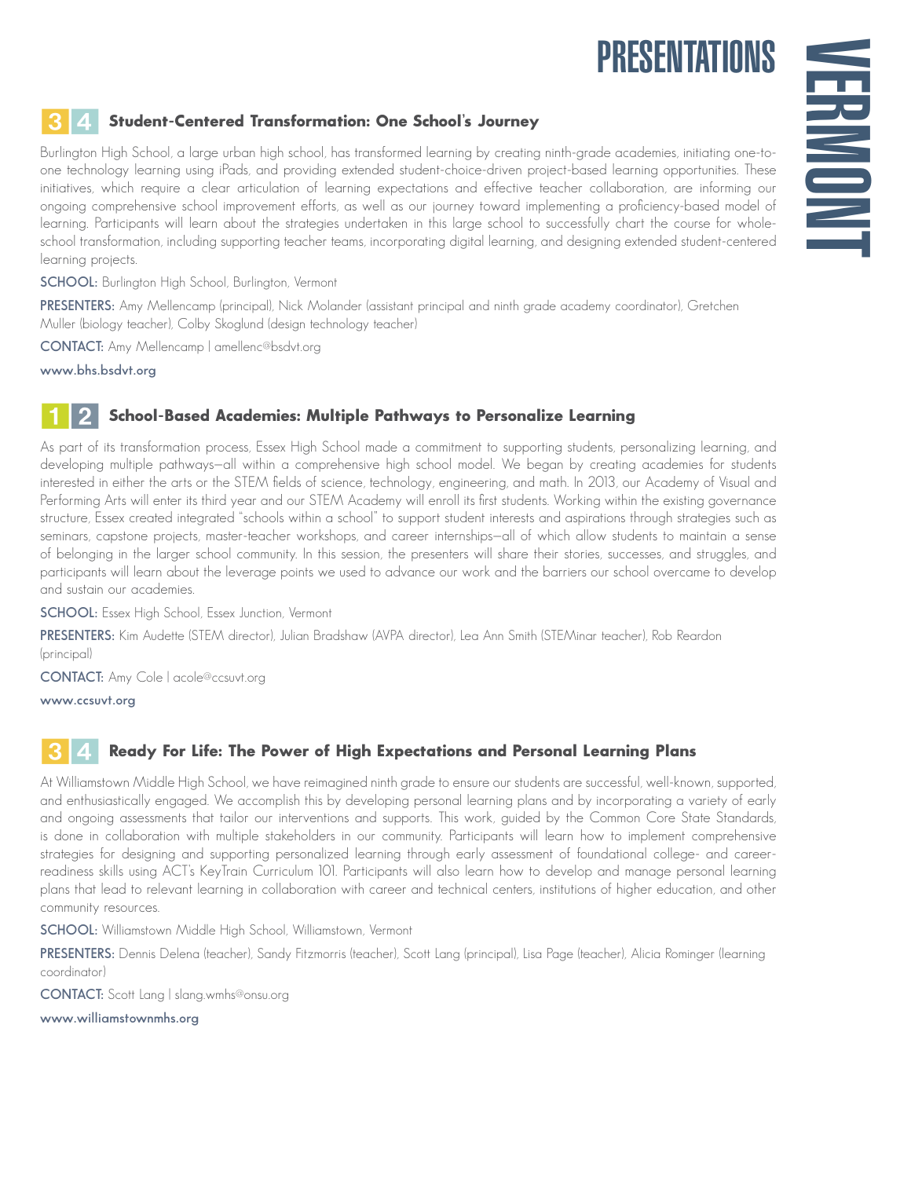# PRESENTATIONS

# VERMONT

## 3 4 Student-Centered Transformation: One School's Journey

Burlington High School, a large urban high school, has transformed learning by creating ninth-grade academies, initiating one-to-one technology learning using iPads, and providing extended student-choice-driven project-based learning opportunities. These initiatives, which require a clear articulation of learning expectations and effective teacher collaboration, are informing our ongoing comprehensive school improvement efforts, as well as our journey toward implementing a proficiency-based model of learning. Participants will learn about the strategies undertaken in this large school to successfully chart the course for whole-school transformation, including supporting teacher teams, incorporating digital learning, and designing extended student-centered learning projects.

**SCHOOL:** Burlington High School, Burlington, Vermont

**PRESENTERS:** Amy Mellencamp (principal), Nick Molander (assistant principal and ninth grade academy coordinator), Gretchen Muller (biology teacher), Colby Skoglund (design technology teacher)

**CONTACT:** Amy Mellencamp | amellenc@bsdvt.org

**www.bhs.bsdvt.org**

## 1 2 School-Based Academies: Multiple Pathways to Personalize Learning

As part of its transformation process, Essex High School made a commitment to supporting students, personalizing learning, and developing multiple pathways—all within a comprehensive high school model. We began by creating academies for students interested in either the arts or the STEM fields of science, technology, engineering, and math. In 2013, our Academy of Visual and Performing Arts will enter its third year and our STEM Academy will enroll its first students. Working within the existing governance structure, Essex created integrated "schools within a school" to support student interests and aspirations through strategies such as seminars, capstone projects, master-teacher workshops, and career internships—all of which allow students to maintain a sense of belonging in the larger school community. In this session, the presenters will share their stories, successes, and struggles, and participants will learn about the leverage points we used to advance our work and the barriers our school overcame to develop and sustain our academies.

**SCHOOL:** Essex High School, Essex Junction, Vermont

**PRESENTERS:** Kim Audette (STEM director), Julian Bradshaw (AVPA director), Lea Ann Smith (STEMinar teacher), Rob Reardon (principal)

**CONTACT:** Amy Cole | acole@ccsuvt.org

**www.ccsuvt.org**

## 3 4 Ready For Life: The Power of High Expectations and Personal Learning Plans

At Williamstown Middle High School, we have reimagined ninth grade to ensure our students are successful, well-known, supported, and enthusiastically engaged. We accomplish this by developing personal learning plans and by incorporating a variety of early and ongoing assessments that tailor our interventions and supports. This work, guided by the Common Core State Standards, is done in collaboration with multiple stakeholders in our community. Participants will learn how to implement comprehensive strategies for designing and supporting personalized learning through early assessment of foundational college- and career-readiness skills using ACT's KeyTrain Curriculum 101. Participants will also learn how to develop and manage personal learning plans that lead to relevant learning in collaboration with career and technical centers, institutions of higher education, and other community resources.

**SCHOOL:** Williamstown Middle High School, Williamstown, Vermont

**PRESENTERS:** Dennis Delena (teacher), Sandy Fitzmorris (teacher), Scott Lang (principal), Lisa Page (teacher), Alicia Rominger (learning coordinator)

**CONTACT:** Scott Lang | slang.wmhs@onsu.org

**www.williamstownmhs.org**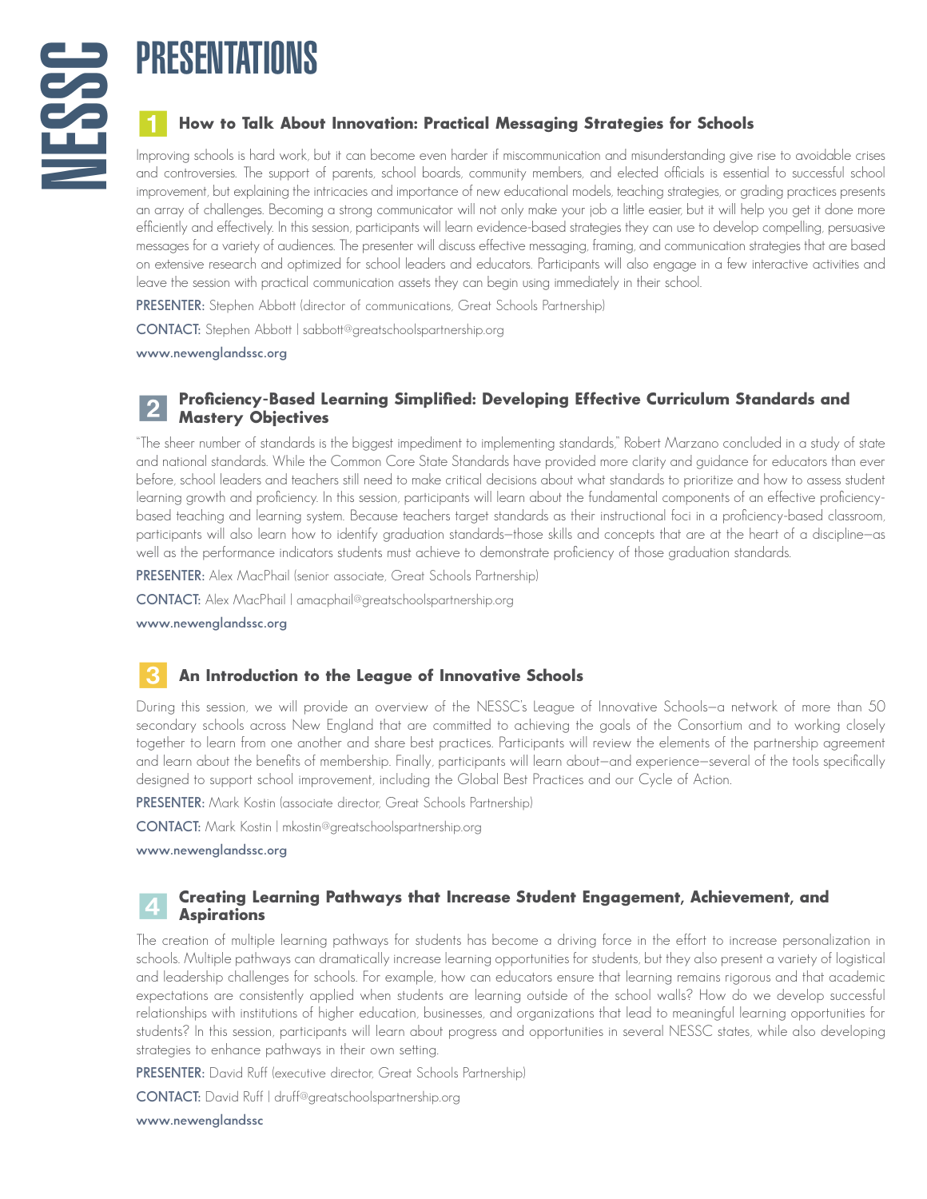# PRESENTATIONS

## 1 How to Talk About Innovation: Practical Messaging Strategies for Schools

Improving schools is hard work, but it can become even harder if miscommunication and misunderstanding give rise to avoidable crises and controversies. The support of parents, school boards, community members, and elected officials is essential to successful school improvement, but explaining the intricacies and importance of new educational models, teaching strategies, or grading practices presents an array of challenges. Becoming a strong communicator will not only make your job a little easier, but it will help you get it done more efficiently and effectively. In this session, participants will learn evidence-based strategies they can use to develop compelling, persuasive messages for a variety of audiences. The presenter will discuss effective messaging, framing, and communication strategies that are based on extensive research and optimized for school leaders and educators. Participants will also engage in a few interactive activities and leave the session with practical communication assets they can begin using immediately in their school.

**PRESENTER:** Stephen Abbott (director of communications, Great Schools Partnership)

**CONTACT:** Stephen Abbott | sabbott@greatschoolspartnership.org

**www.newenglandssc.org**

## 2 Proficiency-Based Learning Simplified: Developing Effective Curriculum Standards and Mastery Objectives

"The sheer number of standards is the biggest impediment to implementing standards," Robert Marzano concluded in a study of state and national standards. While the Common Core State Standards have provided more clarity and guidance for educators than ever before, school leaders and teachers still need to make critical decisions about what standards to prioritize and how to assess student learning growth and proficiency. In this session, participants will learn about the fundamental components of an effective proficiency-based teaching and learning system. Because teachers target standards as their instructional foci in a proficiency-based classroom, participants will also learn how to identify graduation standards—those skills and concepts that are at the heart of a discipline—as well as the performance indicators students must achieve to demonstrate proficiency of those graduation standards.

**PRESENTER:** Alex MacPhail (senior associate, Great Schools Partnership)

**CONTACT:** Alex MacPhail | amacphail@greatschoolspartnership.org

**www.newenglandssc.org**

## 3 An Introduction to the League of Innovative Schools

During this session, we will provide an overview of the NESSC's League of Innovative Schools—a network of more than 50 secondary schools across New England that are committed to achieving the goals of the Consortium and to working closely together to learn from one another and share best practices. Participants will review the elements of the partnership agreement and learn about the benefits of membership. Finally, participants will learn about—and experience—several of the tools specifically designed to support school improvement, including the Global Best Practices and our Cycle of Action.

**PRESENTER:** Mark Kostin (associate director, Great Schools Partnership)

**CONTACT:** Mark Kostin | mkostin@greatschoolspartnership.org

**www.newenglandssc.org**

## 4 Creating Learning Pathways that Increase Student Engagement, Achievement, and Aspirations

The creation of multiple learning pathways for students has become a driving force in the effort to increase personalization in schools. Multiple pathways can dramatically increase learning opportunities for students, but they also present a variety of logistical and leadership challenges for schools. For example, how can educators ensure that learning remains rigorous and that academic expectations are consistently applied when students are learning outside of the school walls? How do we develop successful relationships with institutions of higher education, businesses, and organizations that lead to meaningful learning opportunities for students? In this session, participants will learn about progress and opportunities in several NESSC states, while also developing strategies to enhance pathways in their own setting.

**PRESENTER:** David Ruff (executive director, Great Schools Partnership)

**CONTACT:** David Ruff | druff@greatschoolspartnership.org

**www.newenglandssc**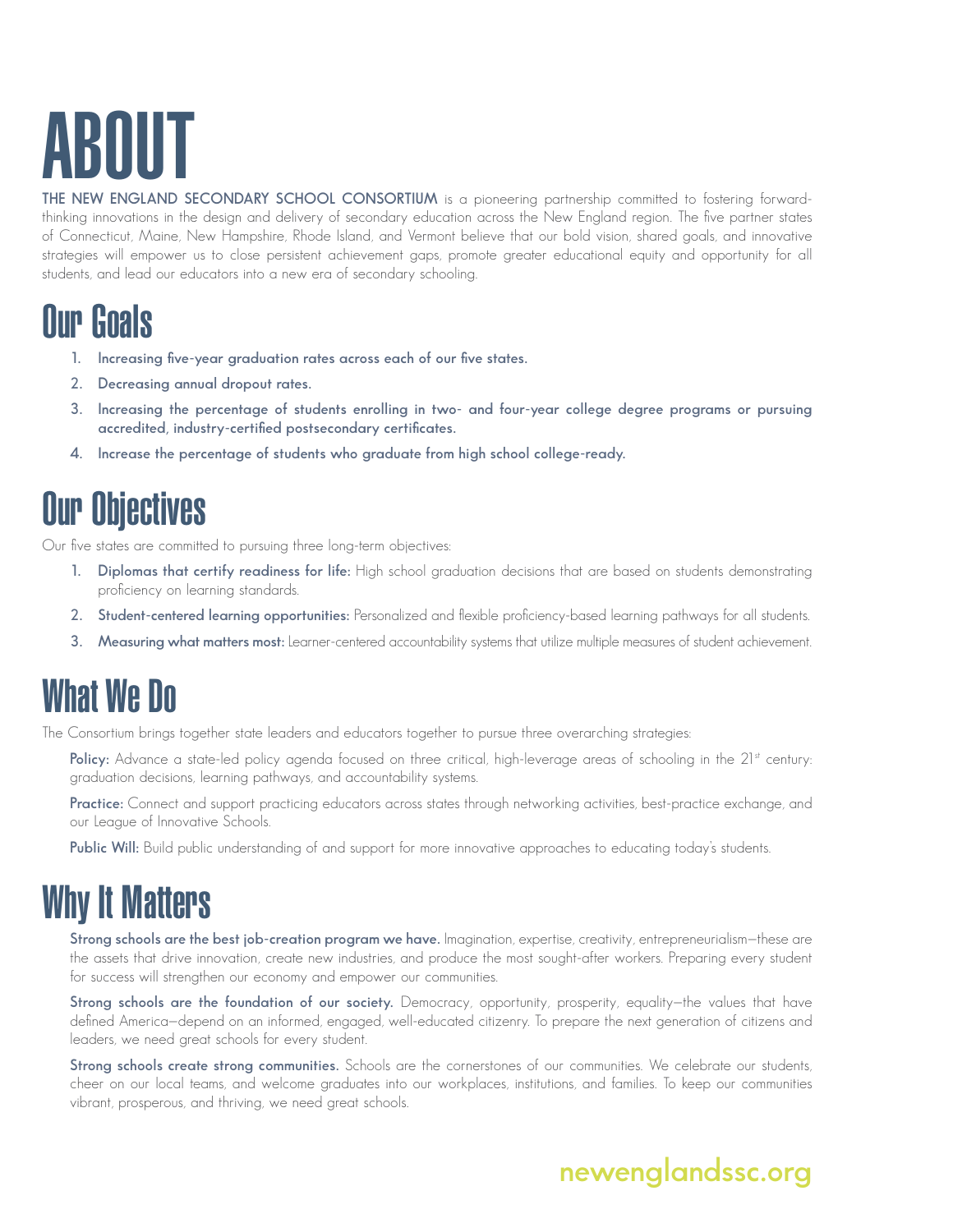# ABOUT

**THE NEW ENGLAND SECONDARY SCHOOL CONSORTIUM** is a pioneering partnership committed to fostering forward-thinking innovations in the design and delivery of secondary education across the New England region. The five partner states of Connecticut, Maine, New Hampshire, Rhode Island, and Vermont believe that our bold vision, shared goals, and innovative strategies will empower us to close persistent achievement gaps, promote greater educational equity and opportunity for all students, and lead our educators into a new era of secondary schooling.

## Our Goals

1. **Increasing five-year graduation rates across each of our five states.**
2. **Decreasing annual dropout rates.**
3. **Increasing the percentage of students enrolling in two- and four-year college degree programs or pursuing accredited, industry-certified postsecondary certificates.**
4. **Increase the percentage of students who graduate from high school college-ready.**

## Our Objectives

Our five states are committed to pursuing three long-term objectives:

1. **Diplomas that certify readiness for life:** High school graduation decisions that are based on students demonstrating proficiency on learning standards.
2. **Student-centered learning opportunities:** Personalized and flexible proficiency-based learning pathways for all students.
3. **Measuring what matters most:** Learner-centered accountability systems that utilize multiple measures of student achievement.

## What We Do

The Consortium brings together state leaders and educators together to pursue three overarching strategies:

**Policy:** Advance a state-led policy agenda focused on three critical, high-leverage areas of schooling in the 21st century: graduation decisions, learning pathways, and accountability systems.

**Practice:** Connect and support practicing educators across states through networking activities, best-practice exchange, and our League of Innovative Schools.

**Public Will:** Build public understanding of and support for more innovative approaches to educating today's students.

## Why It Matters

**Strong schools are the best job-creation program we have.** Imagination, expertise, creativity, entrepreneurialism—these are the assets that drive innovation, create new industries, and produce the most sought-after workers. Preparing every student for success will strengthen our economy and empower our communities.

**Strong schools are the foundation of our society.** Democracy, opportunity, prosperity, equality—the values that have defined America—depend on an informed, engaged, well-educated citizenry. To prepare the next generation of citizens and leaders, we need great schools for every student.

**Strong schools create strong communities.** Schools are the cornerstones of our communities. We celebrate our students, cheer on our local teams, and welcome graduates into our workplaces, institutions, and families. To keep our communities vibrant, prosperous, and thriving, we need great schools.

newenglandssc.org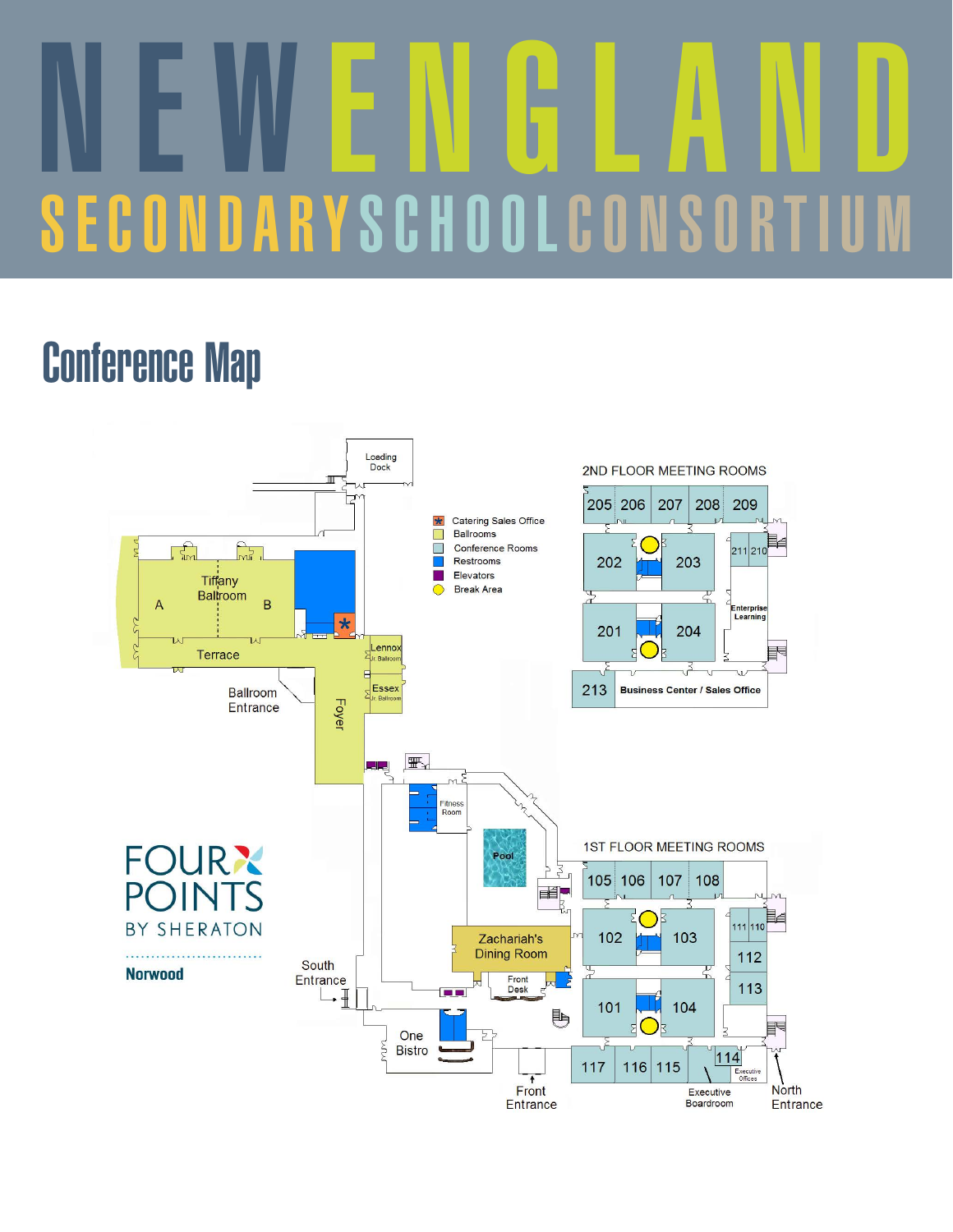# NEW ENGLAND SECONDARY SCHOOL CONSORTIUM

## Conference Map

Loading Dock

Catering Sales Office
Ballrooms
Conference Rooms
Restrooms
Elevators
Break Area

2ND FLOOR MEETING ROOMS

205 206 207 208 209

202 203

211 210

Enterprise Learning

201 204

213 Business Center / Sales Office

Tiffany Ballroom

A B

Terrace

Lennox Jr. Ballroom

Essex Jr. Ballroom

Ballroom Entrance

Foyer

Fitness Room

Pool

1ST FLOOR MEETING ROOMS

105 106 107 108

102 103

111 110

112

113

Zachariah's Dining Room

Front Desk

101 104

South Entrance

One Bistro

117 116 115

114

Executive Offices

Front Entrance

Executive Boardroom

North Entrance

FOUR POINTS BY SHERATON

Norwood